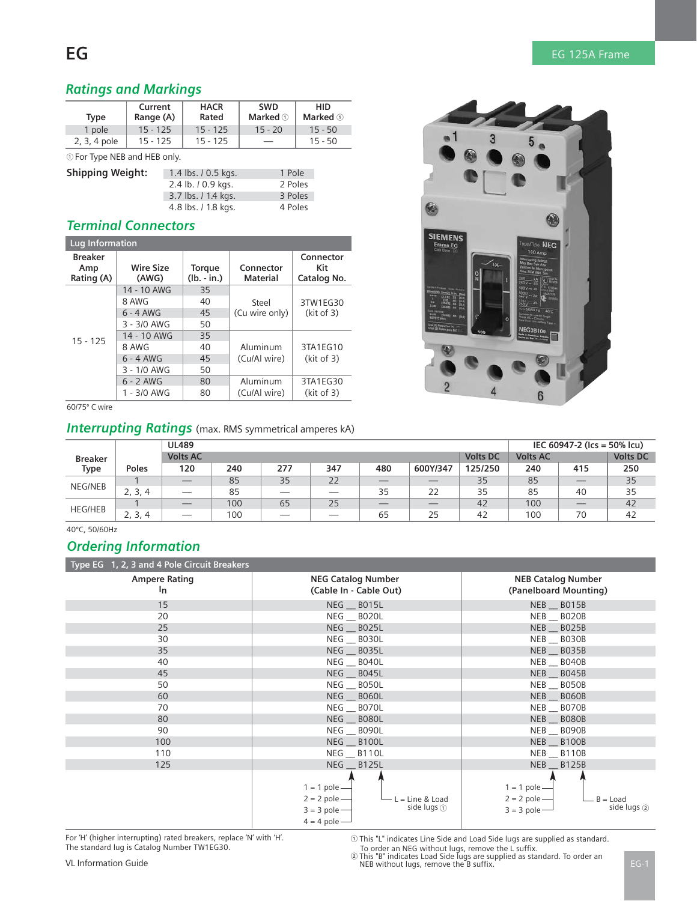# EG

EG 125A Frame

## Ratings and Markings

| Type | Current Range (A) | HACR Rated | SWD Marked ① | HID Marked ① |
|---|---|---|---|---|
| 1 pole | 15 - 125 | 15 - 125 | 15 - 20 | 15 - 50 |
| 2, 3, 4 pole | 15 - 125 | 15 - 125 | — | 15 - 50 |

① For Type NEB and HEB only.

**Shipping Weight:**

| | |
|---|---|
| 1.4 lbs. / 0.5 kgs. | 1 Pole |
| 2.4 lb. / 0.9 kgs. | 2 Poles |
| 3.7 lbs. / 1.4 kgs. | 3 Poles |
| 4.8 lbs. / 1.8 kgs. | 4 Poles |

## Terminal Connectors

Lug Information

| Breaker Amp Rating (A) | Wire Size (AWG) | Torque (lb. - in.) | Connector Material | Connector Kit Catalog No. |
|---|---|---|---|---|
| 15 - 125 | 14 - 10 AWG | 35 | Steel (Cu wire only) | 3TW1EG30 (kit of 3) |
| | 8 AWG | 40 | | |
| | 6 - 4 AWG | 45 | | |
| | 3 - 3/0 AWG | 50 | | |
| | 14 - 10 AWG | 35 | Aluminum (Cu/Al wire) | 3TA1EG10 (kit of 3) |
| | 8 AWG | 40 | | |
| | 6 - 4 AWG | 45 | | |
| | 3 - 1/0 AWG | 50 | | |
| | 6 - 2 AWG | 80 | Aluminum (Cu/Al wire) | 3TA1EG30 (kit of 3) |
| | 1 - 3/0 AWG | 80 | | |

60/75° C wire

## Interrupting Ratings (max. RMS symmetrical amperes kA)

| Breaker Type | Poles | UL489 | | | | | | | IEC 60947-2 (Ics = 50% Icu) | | |
|---|---|---|---|---|---|---|---|---|---|---|---|
| | | Volts AC | | | | | | Volts DC | Volts AC | | Volts DC |
| | | 120 | 240 | 277 | 347 | 480 | 600Y/347 | 125/250 | 240 | 415 | 250 |
| NEG/NEB | 1 | — | 85 | 35 | 22 | — | — | 35 | 85 | — | 35 |
| | 2, 3, 4 | — | 85 | — | — | 35 | 22 | 35 | 85 | 40 | 35 |
| HEG/HEB | 1 | — | 100 | 65 | 25 | — | — | 42 | 100 | — | 42 |
| | 2, 3, 4 | — | 100 | — | — | 65 | 25 | 42 | 100 | 70 | 42 |

40°C, 50/60Hz

## Ordering Information

Type EG 1, 2, 3 and 4 Pole Circuit Breakers

| Ampere Rating In | NEG Catalog Number (Cable In - Cable Out) | NEB Catalog Number (Panelboard Mounting) |
|---|---|---|
| 15 | NEG __ B015L | NEB __ B015B |
| 20 | NEG __ B020L | NEB __ B020B |
| 25 | NEG __ B025L | NEB __ B025B |
| 30 | NEG __ B030L | NEB __ B030B |
| 35 | NEG __ B035L | NEB __ B035B |
| 40 | NEG __ B040L | NEB __ B040B |
| 45 | NEG __ B045L | NEB __ B045B |
| 50 | NEG __ B050L | NEB __ B050B |
| 60 | NEG __ B060L | NEB __ B060B |
| 70 | NEG __ B070L | NEB __ B070B |
| 80 | NEG __ B080L | NEB __ B080B |
| 90 | NEG __ B090L | NEB __ B090B |
| 100 | NEG __ B100L | NEB __ B100B |
| 110 | NEG __ B110L | NEB __ B110B |
| 125 | NEG __ B125L | NEB __ B125B |
| | 1 = 1 pole, 2 = 2 pole, 3 = 3 pole, 4 = 4 pole; L = Line & Load side lugs ① | 1 = 1 pole, 2 = 2 pole, 3 = 3 pole; B = Load side lugs ② |

For 'H' (higher interrupting) rated breakers, replace 'N' with 'H'.
The standard lug is Catalog Number TW1EG30.

VL Information Guide

① This "L" indicates Line Side and Load Side lugs are supplied as standard. To order an NEG without lugs, remove the L suffix.
② This "B" indicates Load Side lugs are supplied as standard. To order an NEB without lugs, remove the B suffix.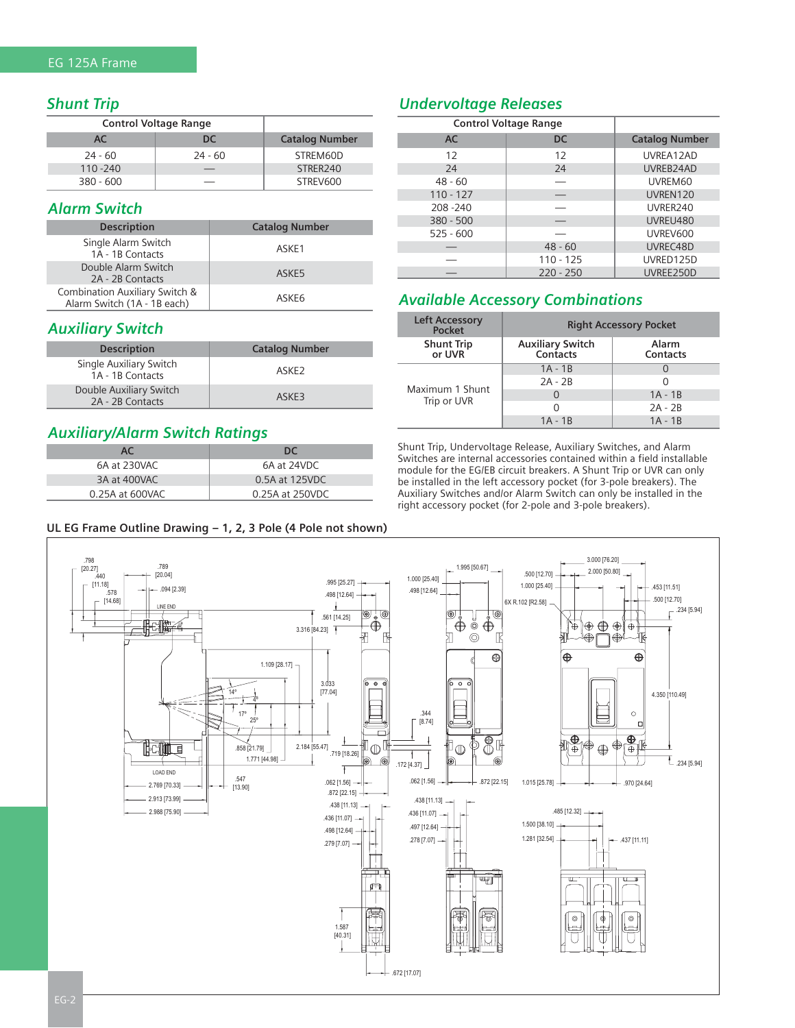## Shunt Trip

| Control Voltage Range | | |
|---|---|---|
| AC | DC | Catalog Number |
| 24 - 60 | 24 - 60 | STREM60D |
| 110 -240 | — | STRER240 |
| 380 - 600 | — | STREV600 |

## Alarm Switch

| Description | Catalog Number |
|---|---|
| Single Alarm Switch 1A - 1B Contacts | ASKE1 |
| Double Alarm Switch 2A - 2B Contacts | ASKE5 |
| Combination Auxiliary Switch & Alarm Switch (1A - 1B each) | ASKE6 |

## Auxiliary Switch

| Description | Catalog Number |
|---|---|
| Single Auxiliary Switch 1A - 1B Contacts | ASKE2 |
| Double Auxiliary Switch 2A - 2B Contacts | ASKE3 |

## Auxiliary/Alarm Switch Ratings

| AC | DC |
|---|---|
| 6A at 230VAC | 6A at 24VDC |
| 3A at 400VAC | 0.5A at 125VDC |
| 0.25A at 600VAC | 0.25A at 250VDC |

## Undervoltage Releases

| Control Voltage Range | | |
|---|---|---|
| AC | DC | Catalog Number |
| 12 | 12 | UVREA12AD |
| 24 | 24 | UVREB24AD |
| 48 - 60 | — | UVREM60 |
| 110 - 127 | — | UVREN120 |
| 208 -240 | — | UVRER240 |
| 380 - 500 | — | UVREU480 |
| 525 - 600 | — | UVREV600 |
| — | 48 - 60 | UVREC48D |
| — | 110 - 125 | UVRED125D |
| — | 220 - 250 | UVREE250D |

## Available Accessory Combinations

| Left Accessory Pocket | Right Accessory Pocket | |
|---|---|---|
| Shunt Trip or UVR | Auxiliary Switch Contacts | Alarm Contacts |
| Maximum 1 Shunt Trip or UVR | 1A - 1B | 0 |
| | 2A - 2B | 0 |
| | 0 | 1A - 1B |
| | 0 | 2A - 2B |
| | 1A - 1B | 1A - 1B |

Shunt Trip, Undervoltage Release, Auxiliary Switches, and Alarm Switches are internal accessories contained within a field installable module for the EG/EB circuit breakers. A Shunt Trip or UVR can only be installed in the left accessory pocket (for 3-pole breakers). The Auxiliary Switches and/or Alarm Switch can only be installed in the right accessory pocket (for 2-pole and 3-pole breakers).

**UL EG Frame Outline Drawing – 1, 2, 3 Pole (4 Pole not shown)**

.798 [20.27]
.440 [11.18]
.578 [14.68]
.789 [20.04]
.094 [2.39]
LINE END
LOAD END
3.316 [84.23]
1.109 [28.17]
3.033 [77.04]
14°
4°
17°
25°
.858 [21.79]
1.771 [44.98]
2.184 [55.47]
.547 [13.90]
2.769 [70.33]
2.913 [73.99]
2.988 [75.90]
.995 [25.27]
.498 [12.64]
.561 [14.25]
.719 [18.26]
.344 [8.74]
.172 [4.37]
.062 [1.56]
.872 [22.15]
.438 [11.13]
.436 [11.07]
.498 [12.64]
.279 [7.07]
1.587 [40.31]
.672 [17.07]
1.995 [50.67]
1.000 [25.40]
.498 [12.64]
.062 [1.56]
.872 [22.15]
.438 [11.13]
.436 [11.07]
.497 [12.64]
.278 [7.07]
.500 [12.70]
1.000 [25.40]
6X R.102 [R2.58]
3.000 [76.20]
2.000 [50.80]
.453 [11.51]
.500 [12.70]
.234 [5.94]
4.350 [110.49]
.234 [5.94]
1.015 [25.78]
.970 [24.64]
.485 [12.32]
1.500 [38.10]
1.281 [32.54]
.437 [11.11]